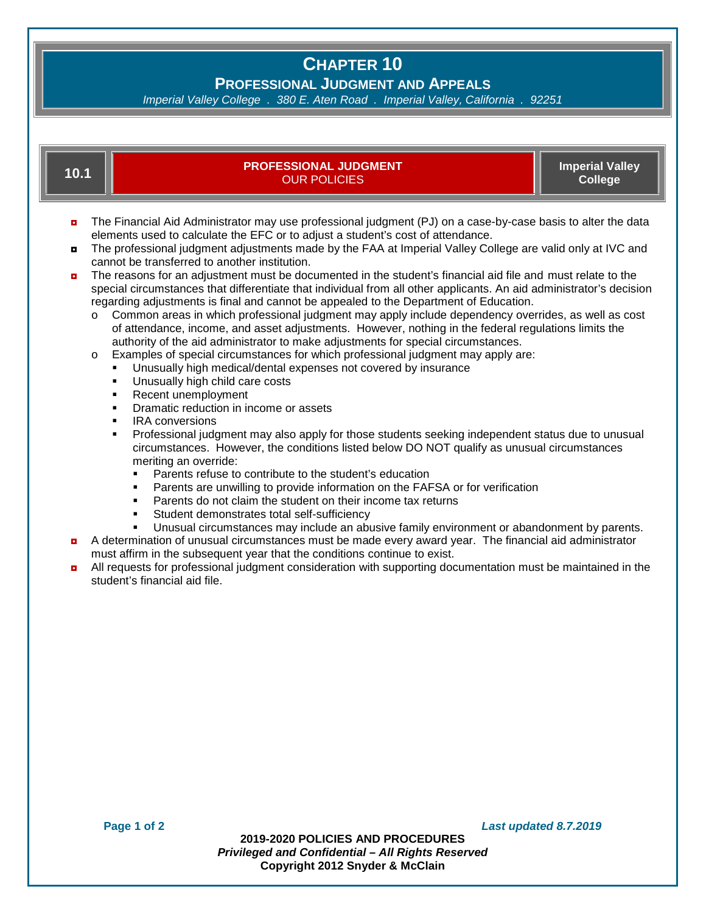# CHAPTER 10

## PROFESSIONAL JUDGMENT AND APPEALS

*Imperial Valley College . 380 E. Aten Road . Imperial Valley, California . 92251*

### 10.1 PROFESSIONAL JUDGMENT — OUR POLICIES — Imperial Valley College

- The Financial Aid Administrator may use professional judgment (PJ) on a case-by-case basis to alter the data elements used to calculate the EFC or to adjust a student's cost of attendance.
- The professional judgment adjustments made by the FAA at Imperial Valley College are valid only at IVC and cannot be transferred to another institution.
- The reasons for an adjustment must be documented in the student's financial aid file and must relate to the special circumstances that differentiate that individual from all other applicants. An aid administrator's decision regarding adjustments is final and cannot be appealed to the Department of Education.
  - Common areas in which professional judgment may apply include dependency overrides, as well as cost of attendance, income, and asset adjustments. However, nothing in the federal regulations limits the authority of the aid administrator to make adjustments for special circumstances.
  - Examples of special circumstances for which professional judgment may apply are:
    - Unusually high medical/dental expenses not covered by insurance
    - Unusually high child care costs
    - Recent unemployment
    - Dramatic reduction in income or assets
    - IRA conversions
    - Professional judgment may also apply for those students seeking independent status due to unusual circumstances. However, the conditions listed below DO NOT qualify as unusual circumstances meriting an override:
      - Parents refuse to contribute to the student's education
      - Parents are unwilling to provide information on the FAFSA or for verification
      - Parents do not claim the student on their income tax returns
      - Student demonstrates total self-sufficiency
      - Unusual circumstances may include an abusive family environment or abandonment by parents.
- A determination of unusual circumstances must be made every award year. The financial aid administrator must affirm in the subsequent year that the conditions continue to exist.
- All requests for professional judgment consideration with supporting documentation must be maintained in the student's financial aid file.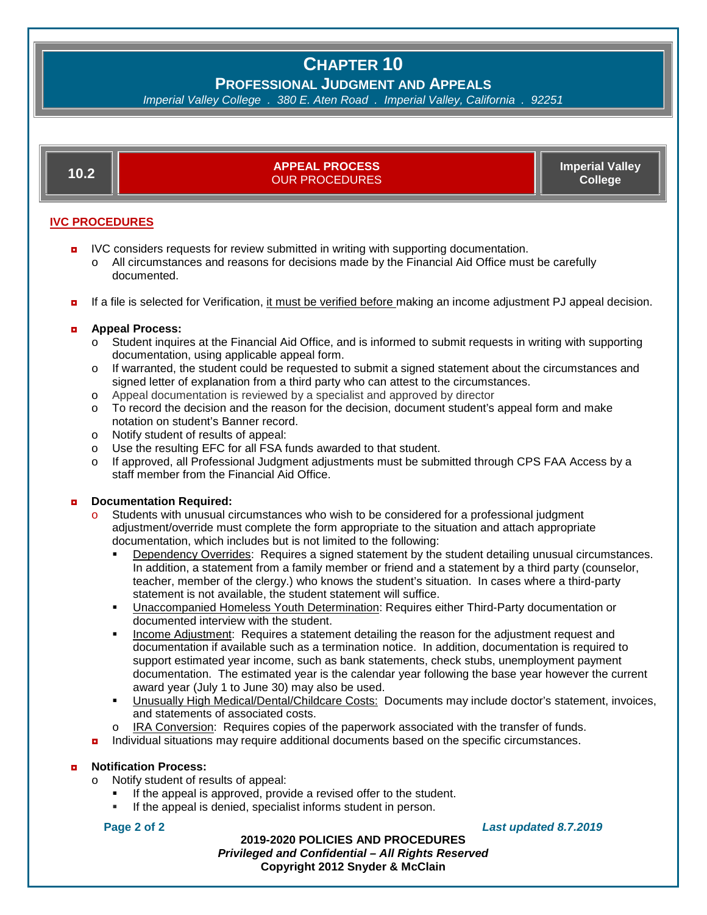# CHAPTER 10

## PROFESSIONAL JUDGMENT AND APPEALS

*Imperial Valley College . 380 E. Aten Road . Imperial Valley, California . 92251*

| 10.2 | **APPEAL PROCESS** OUR PROCEDURES | **Imperial Valley College** |
|---|---|---|

### IVC PROCEDURES

- IVC considers requests for review submitted in writing with supporting documentation.
  - All circumstances and reasons for decisions made by the Financial Aid Office must be carefully documented.

- If a file is selected for Verification, it must be verified before making an income adjustment PJ appeal decision.

- **Appeal Process:**
  - Student inquires at the Financial Aid Office, and is informed to submit requests in writing with supporting documentation, using applicable appeal form.
  - If warranted, the student could be requested to submit a signed statement about the circumstances and signed letter of explanation from a third party who can attest to the circumstances.
  - Appeal documentation is reviewed by a specialist and approved by director
  - To record the decision and the reason for the decision, document student's appeal form and make notation on student's Banner record.
  - Notify student of results of appeal:
  - Use the resulting EFC for all FSA funds awarded to that student.
  - If approved, all Professional Judgment adjustments must be submitted through CPS FAA Access by a staff member from the Financial Aid Office.

- **Documentation Required:**
  - Students with unusual circumstances who wish to be considered for a professional judgment adjustment/override must complete the form appropriate to the situation and attach appropriate documentation, which includes but is not limited to the following:
    - Dependency Overrides: Requires a signed statement by the student detailing unusual circumstances. In addition, a statement from a family member or friend and a statement by a third party (counselor, teacher, member of the clergy.) who knows the student's situation. In cases where a third-party statement is not available, the student statement will suffice.
    - Unaccompanied Homeless Youth Determination: Requires either Third-Party documentation or documented interview with the student.
    - Income Adjustment: Requires a statement detailing the reason for the adjustment request and documentation if available such as a termination notice. In addition, documentation is required to support estimated year income, such as bank statements, check stubs, unemployment payment documentation. The estimated year is the calendar year following the base year however the current award year (July 1 to June 30) may also be used.
    - Unusually High Medical/Dental/Childcare Costs: Documents may include doctor's statement, invoices, and statements of associated costs.
    - IRA Conversion: Requires copies of the paperwork associated with the transfer of funds.
  - Individual situations may require additional documents based on the specific circumstances.

- **Notification Process:**
  - Notify student of results of appeal:
    - If the appeal is approved, provide a revised offer to the student.
    - If the appeal is denied, specialist informs student in person.

*Last updated 8.7.2019*

**2019-2020 POLICIES AND PROCEDURES**
***Privileged and Confidential – All Rights Reserved***
**Copyright 2012 Snyder & McClain**